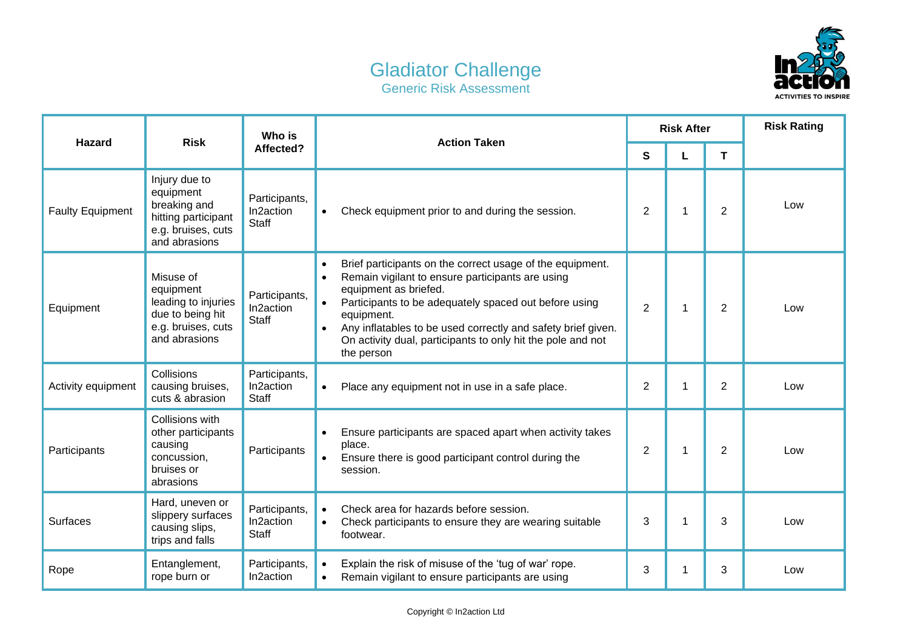# Gladiator Challenge

## Generic Risk Assessment

| Hazard | Risk | Who is Affected? | Action Taken | Risk After | | | Risk Rating |
|---|---|---|---|---|---|---|---|
| | | | | S | L | T | |
| Faulty Equipment | Injury due to equipment breaking and hitting participant e.g. bruises, cuts and abrasions | Participants, In2action Staff | • Check equipment prior to and during the session. | 2 | 1 | 2 | Low |
| Equipment | Misuse of equipment leading to injuries due to being hit e.g. bruises, cuts and abrasions | Participants, In2action Staff | • Brief participants on the correct usage of the equipment.<br>• Remain vigilant to ensure participants are using equipment as briefed.<br>• Participants to be adequately spaced out before using equipment.<br>• Any inflatables to be used correctly and safety brief given. On activity dual, participants to only hit the pole and not the person | 2 | 1 | 2 | Low |
| Activity equipment | Collisions causing bruises, cuts & abrasion | Participants, In2action Staff | • Place any equipment not in use in a safe place. | 2 | 1 | 2 | Low |
| Participants | Collisions with other participants causing concussion, bruises or abrasions | Participants | • Ensure participants are spaced apart when activity takes place.<br>• Ensure there is good participant control during the session. | 2 | 1 | 2 | Low |
| Surfaces | Hard, uneven or slippery surfaces causing slips, trips and falls | Participants, In2action Staff | • Check area for hazards before session.<br>• Check participants to ensure they are wearing suitable footwear. | 3 | 1 | 3 | Low |
| Rope | Entanglement, rope burn or | Participants, In2action | • Explain the risk of misuse of the 'tug of war' rope.<br>• Remain vigilant to ensure participants are using | 3 | 1 | 3 | Low |

Copyright © In2action Ltd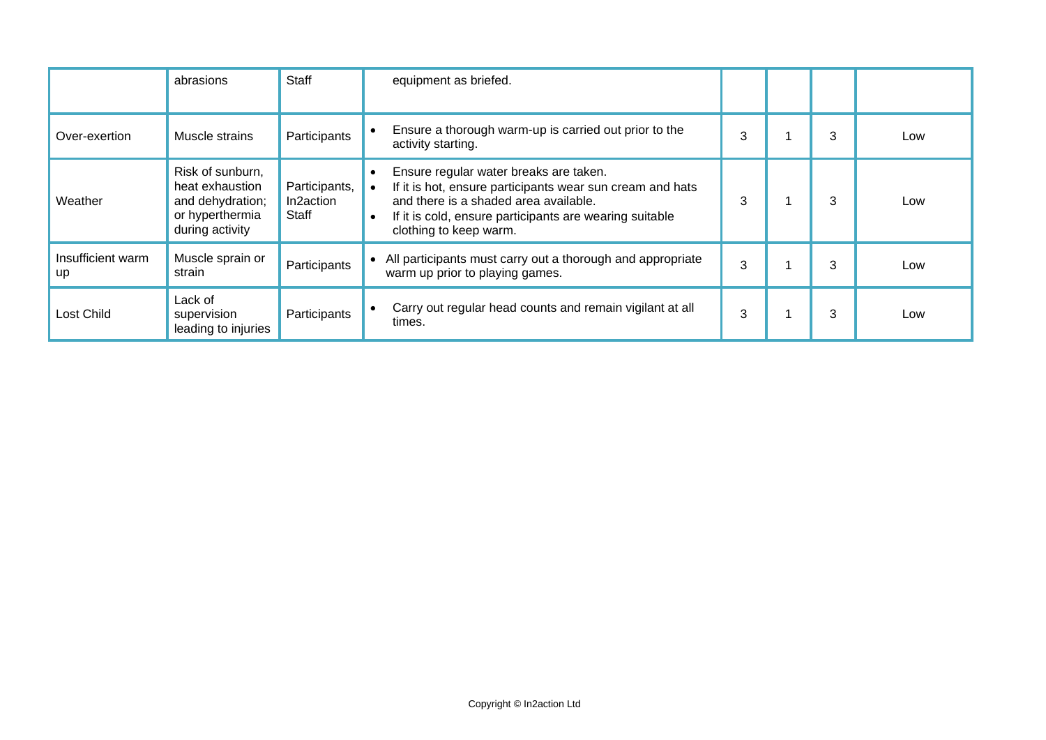| | | | | | | | |
|---|---|---|---|---|---|---|---|
| | abrasions | Staff | equipment as briefed. | | | | |
| Over-exertion | Muscle strains | Participants | • Ensure a thorough warm-up is carried out prior to the activity starting. | 3 | 1 | 3 | Low |
| Weather | Risk of sunburn, heat exhaustion and dehydration; or hyperthermia during activity | Participants, In2action Staff | • Ensure regular water breaks are taken.<br>• If it is hot, ensure participants wear sun cream and hats and there is a shaded area available.<br>• If it is cold, ensure participants are wearing suitable clothing to keep warm. | 3 | 1 | 3 | Low |
| Insufficient warm up | Muscle sprain or strain | Participants | • All participants must carry out a thorough and appropriate warm up prior to playing games. | 3 | 1 | 3 | Low |
| Lost Child | Lack of supervision leading to injuries | Participants | • Carry out regular head counts and remain vigilant at all times. | 3 | 1 | 3 | Low |

Copyright © In2action Ltd